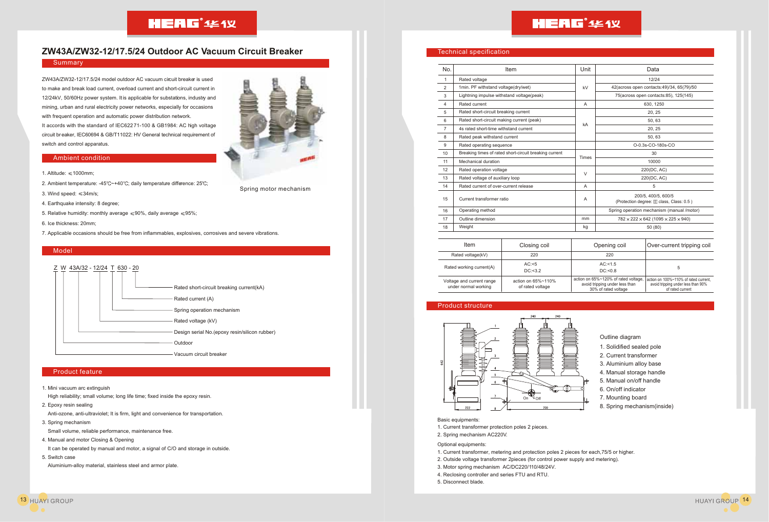# ZW43A/ZW32-12/17.5/24 Outdoor AC Vacuum Circuit Breaker

## Summary

ZW43A/ZW32-12/17.5/24 model outdoor AC vacuum circuit breaker is used to make and break load current, overload current and short-circuit current in 12/24kV, 50/60Hz power system. It is applicable for substations, industry and mining, urban and rural electricity power networks, especially for occasions with frequent operation and automatic power distribution network.

It accords with the standard of IEC62271-100 & GB1984: AC high voltage circuit breaker, IEC60694 & GB/T11022: HV General technical requirement of switch and control apparatus.

Spring motor mechanism

## Ambient condition

1. Altitude: ≤1000mm;
2. Ambient temperature: -45℃~+40℃; daily temperature difference: 25℃;
3. Wind speed: ≤34m/s;
4. Earthquake intensity: 8 degree;
5. Relative humidity: monthly average ≤90%, daily average ≤95%;
6. Ice thickness: 20mm;
7. Applicable occasions should be free from inflammables, explosives, corrosives and severe vibrations.

## Model

Z W 43A/32 - 12/24 T 630 - 20

- 20 — Rated short-circuit breaking current(kA)
- 630 — Rated current (A)
- T — Spring operation mechanism
- 12/24 — Rated voltage (kV)
- 43A/32 — Design serial No.(epoxy resin/silicon rubber)
- W — Outdoor
- Z — Vacuum circuit breaker

## Product feature

1. Mini vacuum arc extinguish
   High reliability; small volume; long life time; fixed inside the epoxy resin.
2. Epoxy resin sealing
   Anti-ozone, anti-ultraviolet; It is firm, light and convenience for transportation.
3. Spring mechanism
   Small volume, reliable performance, maintenance free.
4. Manual and motor Closing & Opening
   It can be operated by manual and motor, a signal of C/O and storage in outside.
5. Switch case
   Aluminium-alloy material, stainless steel and armor plate.

## Technical specification

| No. | Item | Unit | Data |
|---|---|---|---|
| 1 | Rated voltage | kV | 12/24 |
| 2 | 1min. PF withstand voltage(dry/wet) | | 42(across open contacts:49)/34, 65(79)/50 |
| 3 | Lightning impulse withstand voltage(peak) | | 75(across open contacts:85), 125(145) |
| 4 | Rated current | A | 630, 1250 |
| 5 | Rated short-circuit breaking current | kA | 20, 25 |
| 6 | Rated short-circuit making current (peak) | | 50, 63 |
| 7 | 4s rated short-time withstand current | | 20, 25 |
| 8 | Rated peak withstand current | | 50, 63 |
| 9 | Rated operating sequence | | O-0.3s-CO-180s-CO |
| 10 | Breaking times of rated short-circuit breaking current | Times | 30 |
| 11 | Mechanical duration | | 10000 |
| 12 | Rated operation voltage | V | 220(DC, AC) |
| 13 | Rated voltage of auxiliary loop | | 220(DC, AC) |
| 14 | Rated current of over-current release | A | 5 |
| 15 | Current transformer ratio | A | 200/5, 400/5, 600/5 (Protection degree: Ⅲ class, Class: 0.5 ) |
| 16 | Operating method | | Spring operation mechanism (manual /motor) |
| 17 | Outline dimension | mm | 782 × 222 × 642 (1095 × 225 × 940) |
| 18 | Weight | kg | 50 (80) |

| Item | Closing coil | Opening coil | Over-current tripping coil |
|---|---|---|---|
| Rated voltage(kV) | 220 | 220 | |
| Rated working current(A) | AC:<5<br>DC:<3.2 | AC:<1.5<br>DC:<0.8 | 5 |
| Voltage and current range under normal working | action on 65%~110% of rated voltage | action on 65%~120% of rated voltage, avoid tripping under less than 30% of rated voltage | action on 100%~110% of rated current, avoid tripping under less than 90% of rated current |

## Product structure

Outline diagram

1. Solidified sealed pole
2. Current transformer
3. Aluminium alloy base
4. Manual storage handle
5. Manual on/off handle
6. On/off indicator
7. Mounting board
8. Spring mechanism(inside)

Basic equipments:

1. Current transformer protection poles 2 pieces.
2. Spring mechanism AC220V.

Optional equipments:

1. Current transformer, metering and protection poles 2 pieces for each,75/5 or higher.
2. Outside voltage transformer 2pieces (for control power supply and metering).
3. Motor spring mechanism AC/DC220/110/48/24V.
4. Reclosing controller and series FTU and RTU.
5. Disconnect blade.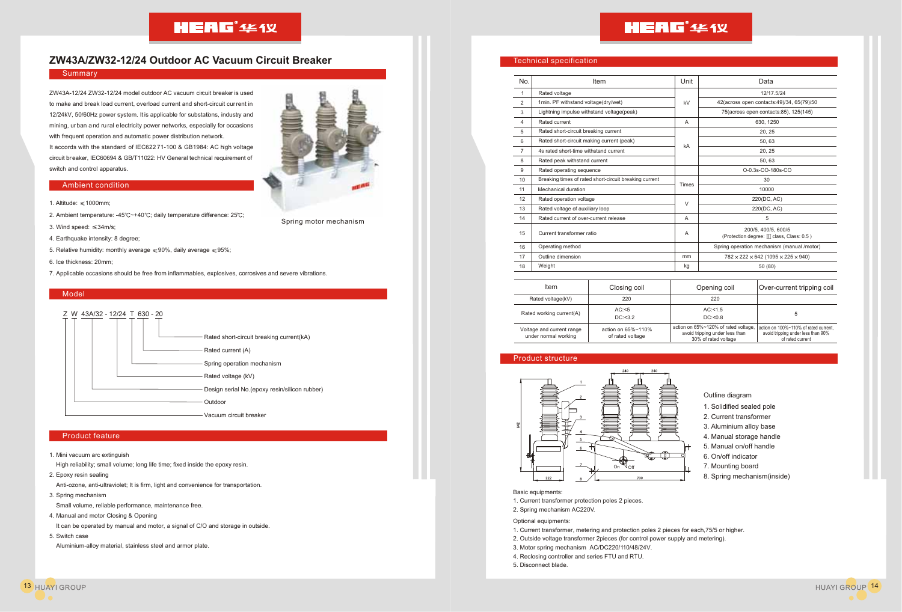# ZW43A/ZW32-12/24 Outdoor AC Vacuum Circuit Breaker

## Summary

ZW43A-12/24 ZW32-12/24 model outdoor AC vacuum circuit breaker is used to make and break load current, overload current and short-circuit current in 12/24kV, 50/60Hz power system. It is applicable for substations, industry and mining, urban and rural electricity power networks, especially for occasions with frequent operation and automatic power distribution network.

It accords with the standard of IEC62271-100 & GB1984: AC high voltage circuit breaker, IEC60694 & GB/T11022: HV General technical requirement of switch and control apparatus.

Spring motor mechanism

## Ambient condition

1. Altitude: ≤1000mm;
2. Ambient temperature: -45℃~+40℃; daily temperature difference: 25℃;
3. Wind speed: ≤34m/s;
4. Earthquake intensity: 8 degree;
5. Relative humidity: monthly average ≤90%, daily average ≤95%;
6. Ice thickness: 20mm;
7. Applicable occasions should be free from inflammables, explosives, corrosives and severe vibrations.

## Model

Z W 43A/32 - 12/24 T 630 - 20

- 20 — Rated short-circuit breaking current(kA)
- 630 — Rated current (A)
- T — Spring operation mechanism
- 12/24 — Rated voltage (kV)
- 43A/32 — Design serial No.(epoxy resin/silicon rubber)
- W — Outdoor
- Z — Vacuum circuit breaker

## Product feature

1. Mini vacuum arc extinguish
   High reliability; small volume; long life time; fixed inside the epoxy resin.
2. Epoxy resin sealing
   Anti-ozone, anti-ultraviolet; It is firm, light and convenience for transportation.
3. Spring mechanism
   Small volume, reliable performance, maintenance free.
4. Manual and motor Closing & Opening
   It can be operated by manual and motor, a signal of C/O and storage in outside.
5. Switch case
   Aluminium-alloy material, stainless steel and armor plate.

## Technical specification

| No. | Item | Unit | Data |
|---|---|---|---|
| 1 | Rated voltage | kV | 12/17.5/24 |
| 2 | 1min. PF withstand voltage(dry/wet) | kV | 42(across open contacts:49)/34, 65(79)/50 |
| 3 | Lightning impulse withstand voltage(peak) | kV | 75(across open contacts:85), 125(145) |
| 4 | Rated current | A | 630, 1250 |
| 5 | Rated short-circuit breaking current | kA | 20, 25 |
| 6 | Rated short-circuit making current (peak) | kA | 50, 63 |
| 7 | 4s rated short-time withstand current | kA | 20, 25 |
| 8 | Rated peak withstand current | kA | 50, 63 |
| 9 | Rated operating sequence | | O-0.3s-CO-180s-CO |
| 10 | Breaking times of rated short-circuit breaking current | Times | 30 |
| 11 | Mechanical duration | Times | 10000 |
| 12 | Rated operation voltage | V | 220(DC, AC) |
| 13 | Rated voltage of auxiliary loop | V | 220(DC, AC) |
| 14 | Rated current of over-current release | A | 5 |
| 15 | Current transformer ratio | A | 200/5, 400/5, 600/5 (Protection degree: Ⅲ class, Class: 0.5 ) |
| 16 | Operating method | | Spring operation mechanism (manual /motor) |
| 17 | Outline dimension | mm | 782 × 222 × 642 (1095 × 225 × 940) |
| 18 | Weight | kg | 50 (80) |

| Item | Closing coil | Opening coil | Over-current tripping coil |
|---|---|---|---|
| Rated voltage(kV) | 220 | 220 | |
| Rated working current(A) | AC:<5 DC:<3.2 | AC:<1.5 DC:<0.8 | 5 |
| Voltage and current range under normal working | action on 65%~110% of rated voltage | action on 65%~120% of rated voltage, avoid tripping under less than 30% of rated voltage | action on 100%~110% of rated current, avoid tripping under less than 90% of rated current |

## Product structure

Outline diagram

1. Solidified sealed pole
2. Current transformer
3. Aluminium alloy base
4. Manual storage handle
5. Manual on/off handle
6. On/off indicator
7. Mounting board
8. Spring mechanism(inside)

Basic equipments:

1. Current transformer protection poles 2 pieces.
2. Spring mechanism AC220V.

Optional equipments:

1. Current transformer, metering and protection poles 2 pieces for each,75/5 or higher.
2. Outside voltage transformer 2pieces (for control power supply and metering).
3. Motor spring mechanism AC/DC220/110/48/24V.
4. Reclosing controller and series FTU and RTU.
5. Disconnect blade.